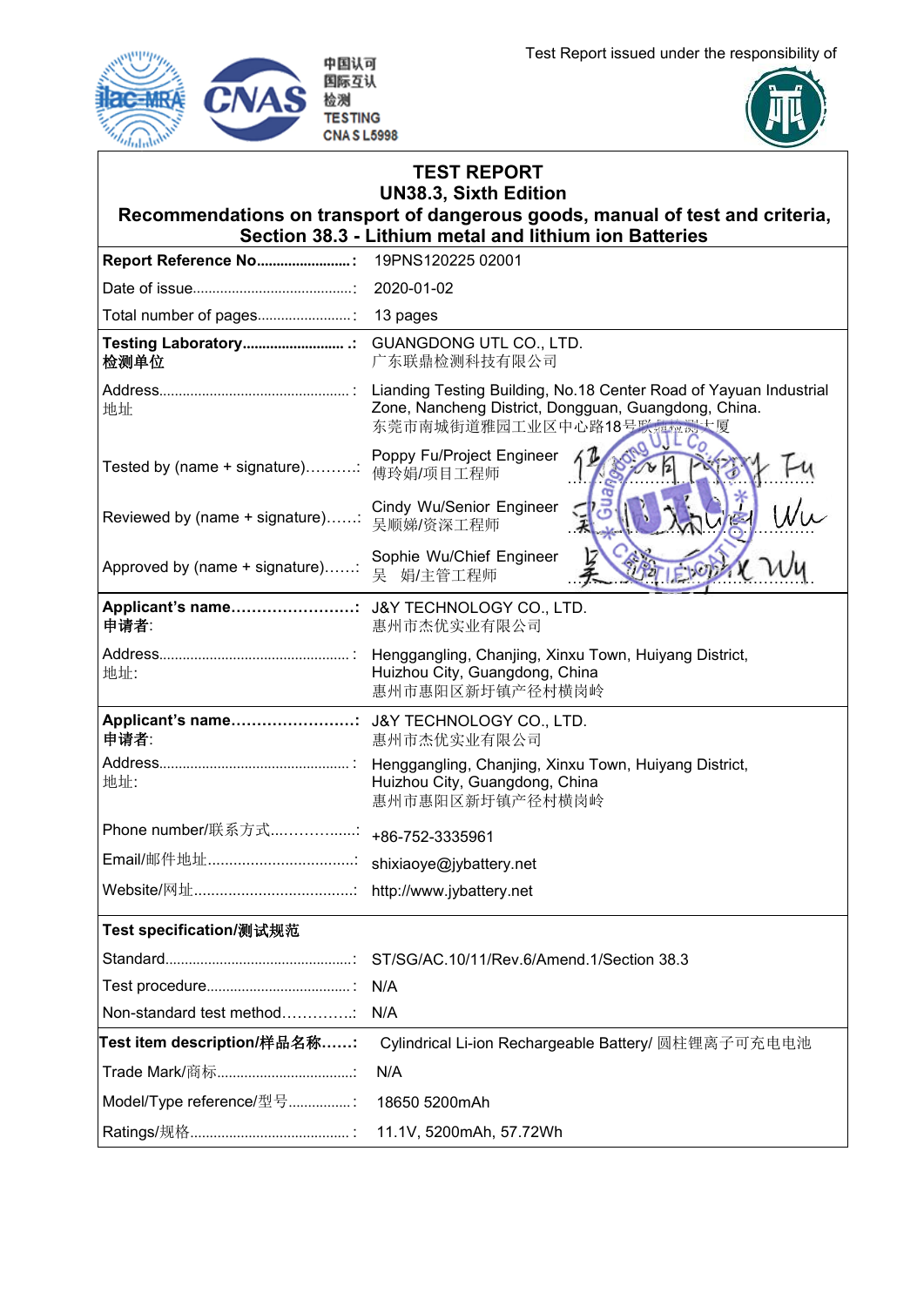中国认可
国际互认
检测
TESTING
CNAS L5998

Test Report issued under the responsibility of

# TEST REPORT
## UN38.3, Sixth Edition
## Recommendations on transport of dangerous goods, manual of test and criteria, Section 38.3 - Lithium metal and lithium ion Batteries

| | |
|---|---|
| **Report Reference No.......................:** | 19PNS120225 02001 |
| Date of issue.........................................: | 2020-01-02 |
| Total number of pages.......................: | 13 pages |
| **Testing Laboratory.........................:**<br>**检测单位** | GUANGDONG UTL CO., LTD.<br>广东联鼎检测科技有限公司 |
| Address...............................................:<br>地址 | Lianding Testing Building, No.18 Center Road of Yayuan Industrial Zone, Nancheng District, Dongguan, Guangdong, China.<br>东莞市南城街道雅园工业区中心路18号联鼎检测大厦 |
| Tested by (name + signature)..........: | Poppy Fu/Project Engineer<br>傅玲娟/项目工程师 |
| Reviewed by (name + signature)......: | Cindy Wu/Senior Engineer<br>吴顺娣/资深工程师 |
| Approved by (name + signature)......: | Sophie Wu/Chief Engineer<br>吴 娟/主管工程师 |
| **Applicant's name……………………:**<br>**申请者:** | J&Y TECHNOLOGY CO., LTD.<br>惠州市杰优实业有限公司 |
| Address...............................................:<br>地址: | Henggangling, Chanjing, Xinxu Town, Huiyang District, Huizhou City, Guangdong, China<br>惠州市惠阳区新圩镇产径村横岗岭 |
| **Applicant's name……………………:**<br>**申请者:** | J&Y TECHNOLOGY CO., LTD.<br>惠州市杰优实业有限公司 |
| Address...............................................:<br>地址: | Henggangling, Chanjing, Xinxu Town, Huiyang District, Huizhou City, Guangdong, China<br>惠州市惠阳区新圩镇产径村横岗岭 |
| Phone number/联系方式...…….......: | +86-752-3335961 |
| Email/邮件地址...................................: | shixiaoye@jybattery.net |
| Website/网址.......................................: | http://www.jybattery.net |
| **Test specification/测试规范** | |
| Standard...............................................: | ST/SG/AC.10/11/Rev.6/Amend.1/Section 38.3 |
| Test procedure.....................................: | N/A |
| Non-standard test method…………..: | N/A |
| **Test item description/样品名称……:** | Cylindrical Li-ion Rechargeable Battery/ 圆柱锂离子可充电电池 |
| Trade Mark/商标...................................: | N/A |
| Model/Type reference/型号................: | 18650 5200mAh |
| Ratings/规格.........................................: | 11.1V, 5200mAh, 57.72Wh |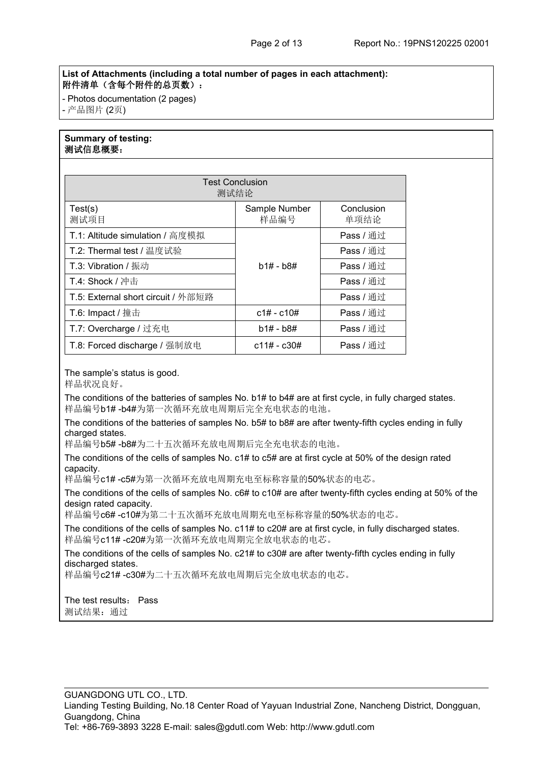**List of Attachments (including a total number of pages in each attachment):**
**附件清单（含每个附件的总页数）：**

- Photos documentation (2 pages)
- 产品图片 (2页)

**Summary of testing:**
**测试信息概要：**

| Test Conclusion 测试结论 | | |
|---|---|---|
| Test(s) 测试项目 | Sample Number 样品编号 | Conclusion 单项结论 |
| T.1: Altitude simulation / 高度模拟 | b1# - b8# | Pass / 通过 |
| T.2: Thermal test / 温度试验 | | Pass / 通过 |
| T.3: Vibration / 振动 | | Pass / 通过 |
| T.4: Shock / 冲击 | | Pass / 通过 |
| T.5: External short circuit / 外部短路 | | Pass / 通过 |
| T.6: Impact / 撞击 | c1# - c10# | Pass / 通过 |
| T.7: Overcharge / 过充电 | b1# - b8# | Pass / 通过 |
| T.8: Forced discharge / 强制放电 | c11# - c30# | Pass / 通过 |

The sample's status is good.
样品状况良好。

The conditions of the batteries of samples No. b1# to b4# are at first cycle, in fully charged states.
样品编号b1# -b4#为第一次循环充放电周期后完全充电状态的电池。

The conditions of the batteries of samples No. b5# to b8# are after twenty-fifth cycles ending in fully charged states.
样品编号b5# -b8#为二十五次循环充放电周期后完全充电状态的电池。

The conditions of the cells of samples No. c1# to c5# are at first cycle at 50% of the design rated capacity.
样品编号c1# -c5#为第一次循环充放电周期充电至标称容量的50%状态的电芯。

The conditions of the cells of samples No. c6# to c10# are after twenty-fifth cycles ending at 50% of the design rated capacity.
样品编号c6# -c10#为第二十五次循环充放电周期充电至标称容量的50%状态的电芯。

The conditions of the cells of samples No. c11# to c20# are at first cycle, in fully discharged states.
样品编号c11# -c20#为第一次循环充放电周期完全放电状态的电芯。

The conditions of the cells of samples No. c21# to c30# are after twenty-fifth cycles ending in fully discharged states.
样品编号c21# -c30#为二十五次循环充放电周期后完全放电状态的电芯。

The test results： Pass
测试结果：通过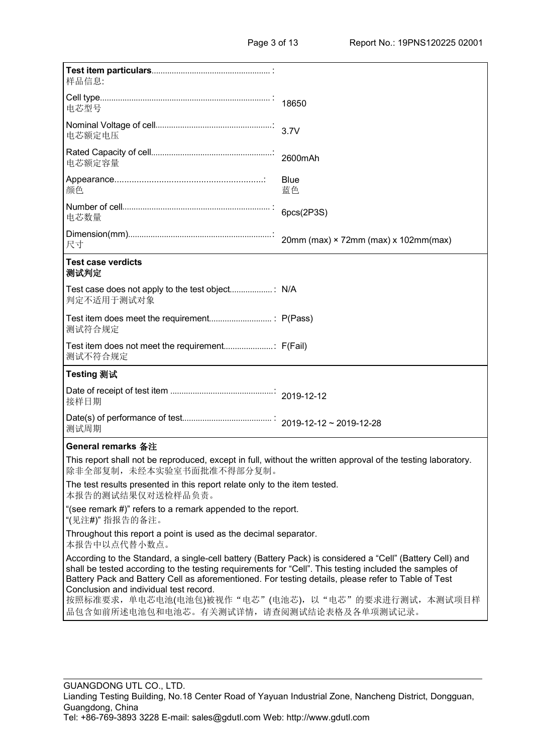| **Test item particulars** :<br>样品信息: | |
|---|---|
| Cell type :<br>电芯型号 | 18650 |
| Nominal Voltage of cell :<br>电芯额定电压 | 3.7V |
| Rated Capacity of cell :<br>电芯额定容量 | 2600mAh |
| Appearance :<br>颜色 | Blue<br>蓝色 |
| Number of cell :<br>电芯数量 | 6pcs(2P3S) |
| Dimension(mm) :<br>尺寸 | 20mm (max) × 72mm (max) x 102mm(max) |

**Test case verdicts**
**测试判定**

| | |
|---|---|
| Test case does not apply to the test object :<br>判定不适用于测试对象 | N/A |
| Test item does meet the requirement :<br>测试符合规定 | P(Pass) |
| Test item does not meet the requirement :<br>测试不符合规定 | F(Fail) |

**Testing 测试**

| | |
|---|---|
| Date of receipt of test item :<br>接样日期 | 2019-12-12 |
| Date(s) of performance of test :<br>测试周期 | 2019-12-12 ~ 2019-12-28 |

**General remarks 备注**

This report shall not be reproduced, except in full, without the written approval of the testing laboratory.
除非全部复制，未经本实验室书面批准不得部分复制。

The test results presented in this report relate only to the item tested.
本报告的测试结果仅对送检样品负责。

"(see remark #)" refers to a remark appended to the report.
"(见注#)" 指报告的备注。

Throughout this report a point is used as the decimal separator.
本报告中以点代替小数点。

According to the Standard, a single-cell battery (Battery Pack) is considered a "Cell" (Battery Cell) and shall be tested according to the testing requirements for "Cell". This testing included the samples of Battery Pack and Battery Cell as aforementioned. For testing details, please refer to Table of Test Conclusion and individual test record.
按照标准要求，单电芯电池(电池包)被视作"电芯"(电池芯)，以"电芯"的要求进行测试，本测试项目样品包含如前所述电池包和电池芯。有关测试详情，请查阅测试结论表格及各单项测试记录。

GUANGDONG UTL CO., LTD.
Lianding Testing Building, No.18 Center Road of Yayuan Industrial Zone, Nancheng District, Dongguan, Guangdong, China
Tel: +86-769-3893 3228 E-mail: sales@gdutl.com Web: http://www.gdutl.com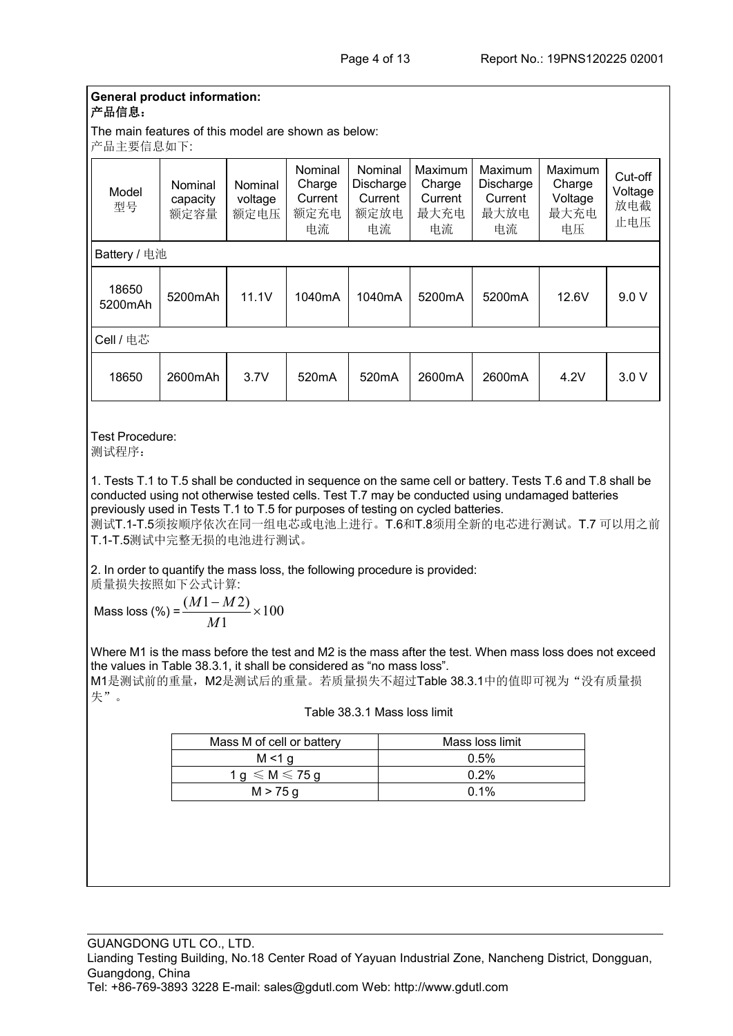**General product information:**
**产品信息：**

The main features of this model are shown as below:
产品主要信息如下:

| Model 型号 | Nominal capacity 额定容量 | Nominal voltage 额定电压 | Nominal Charge Current 额定充电电流 | Nominal Discharge Current 额定放电电流 | Maximum Charge Current 最大充电电流 | Maximum Discharge Current 最大放电电流 | Maximum Charge Voltage 最大充电电压 | Cut-off Voltage 放电截止电压 |
|---|---|---|---|---|---|---|---|---|
| Battery / 电池 | | | | | | | | |
| 18650 5200mAh | 5200mAh | 11.1V | 1040mA | 1040mA | 5200mA | 5200mA | 12.6V | 9.0 V |
| Cell / 电芯 | | | | | | | | |
| 18650 | 2600mAh | 3.7V | 520mA | 520mA | 2600mA | 2600mA | 4.2V | 3.0 V |

Test Procedure:
测试程序：

1. Tests T.1 to T.5 shall be conducted in sequence on the same cell or battery. Tests T.6 and T.8 shall be conducted using not otherwise tested cells. Test T.7 may be conducted using undamaged batteries previously used in Tests T.1 to T.5 for purposes of testing on cycled batteries.
测试T.1-T.5须按顺序依次在同一组电芯或电池上进行。T.6和T.8须用全新的电芯进行测试。T.7 可以用之前T.1-T.5测试中完整无损的电池进行测试。

2. In order to quantify the mass loss, the following procedure is provided:
质量损失按照如下公式计算:

$$\text{Mass loss (\%)} = \frac{(M1 - M2)}{M1} \times 100$$

Where M1 is the mass before the test and M2 is the mass after the test. When mass loss does not exceed the values in Table 38.3.1, it shall be considered as "no mass loss".
M1是测试前的重量，M2是测试后的重量。若质量损失不超过Table 38.3.1中的值即可视为“没有质量损失”。

Table 38.3.1 Mass loss limit

| Mass M of cell or battery | Mass loss limit |
|---|---|
| M <1 g | 0.5% |
| 1 g ≤ M ≤ 75 g | 0.2% |
| M > 75 g | 0.1% |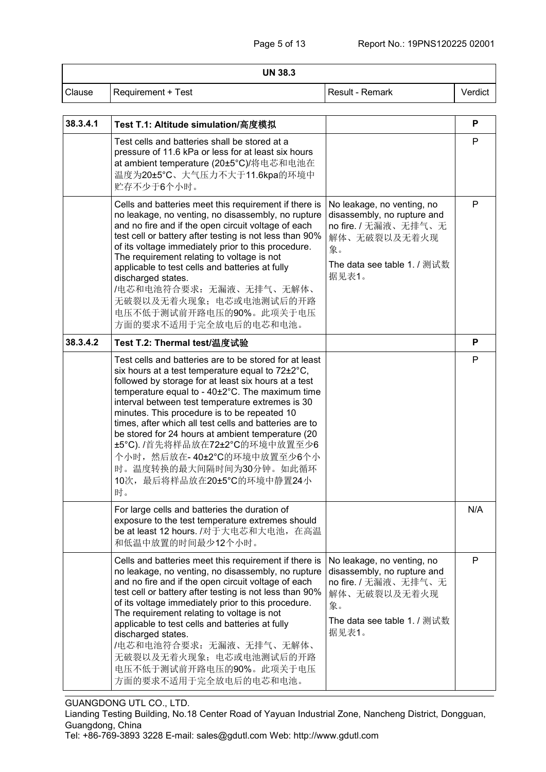| UN 38.3 | | | |
|---|---|---|---|
| Clause | Requirement + Test | Result - Remark | Verdict |
| **38.3.4.1** | **Test T.1: Altitude simulation/高度模拟** | | **P** |
| | Test cells and batteries shall be stored at a pressure of 11.6 kPa or less for at least six hours at ambient temperature (20±5°C)/将电芯和电池在温度为20±5°C、大气压力不大于11.6kpa的环境中贮存不少于6个小时。 | | P |
| | Cells and batteries meet this requirement if there is no leakage, no venting, no disassembly, no rupture and no fire and if the open circuit voltage of each test cell or battery after testing is not less than 90% of its voltage immediately prior to this procedure. The requirement relating to voltage is not applicable to test cells and batteries at fully discharged states. /电芯和电池符合要求：无漏液、无排气、无解体、无破裂以及无着火现象；电芯或电池测试后的开路电压不低于测试前开路电压的90%。此项关于电压方面的要求不适用于完全放电后的电芯和电池。 | No leakage, no venting, no disassembly, no rupture and no fire. / 无漏液、无排气、无解体、无破裂以及无着火现象。<br>The data see table 1. / 测试数据见表1。 | P |
| **38.3.4.2** | **Test T.2: Thermal test/温度试验** | | **P** |
| | Test cells and batteries are to be stored for at least six hours at a test temperature equal to 72±2°C, followed by storage for at least six hours at a test temperature equal to - 40±2°C. The maximum time interval between test temperature extremes is 30 minutes. This procedure is to be repeated 10 times, after which all test cells and batteries are to be stored for 24 hours at ambient temperature (20 ±5°C). /首先将样品放在72±2°C的环境中放置至少6个小时，然后放在- 40±2°C的环境中放置至少6个小时。温度转换的最大间隔时间为30分钟。如此循环10次，最后将样品放在20±5°C的环境中静置24小时。 | | P |
| | For large cells and batteries the duration of exposure to the test temperature extremes should be at least 12 hours. /对于大电芯和大电池，在高温和低温中放置的时间最少12个小时。 | | N/A |
| | Cells and batteries meet this requirement if there is no leakage, no venting, no disassembly, no rupture and no fire and if the open circuit voltage of each test cell or battery after testing is not less than 90% of its voltage immediately prior to this procedure. The requirement relating to voltage is not applicable to test cells and batteries at fully discharged states. /电芯和电池符合要求：无漏液、无排气、无解体、无破裂以及无着火现象；电芯或电池测试后的开路电压不低于测试前开路电压的90%。此项关于电压方面的要求不适用于完全放电后的电芯和电池。 | No leakage, no venting, no disassembly, no rupture and no fire. / 无漏液、无排气、无解体、无破裂以及无着火现象。<br>The data see table 1. / 测试数据见表1。 | P |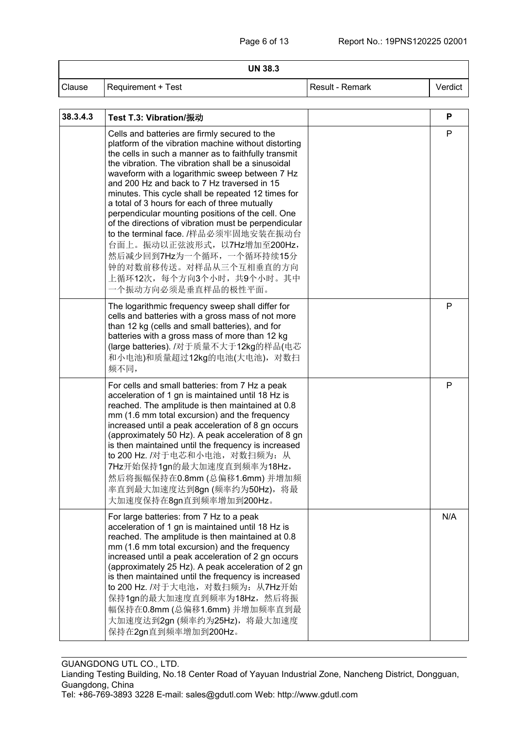| UN 38.3 | | | |
|---|---|---|---|
| Clause | Requirement + Test | Result - Remark | Verdict |
| 38.3.4.3 | **Test T.3: Vibration/振动** | | **P** |
| | Cells and batteries are firmly secured to the platform of the vibration machine without distorting the cells in such a manner as to faithfully transmit the vibration. The vibration shall be a sinusoidal waveform with a logarithmic sweep between 7 Hz and 200 Hz and back to 7 Hz traversed in 15 minutes. This cycle shall be repeated 12 times for a total of 3 hours for each of three mutually perpendicular mounting positions of the cell. One of the directions of vibration must be perpendicular to the terminal face. /样品必须牢固地安装在振动台台面上。振动以正弦波形式，以7Hz增加至200Hz，然后减少回到7Hz为一个循环，一个循环持续15分钟的对数前移传送。对样品从三个互相垂直的方向上循环12次，每个方向3个小时，共9个小时。其中一个振动方向必须是垂直样品的极性平面。 | | P |
| | The logarithmic frequency sweep shall differ for cells and batteries with a gross mass of not more than 12 kg (cells and small batteries), and for batteries with a gross mass of more than 12 kg (large batteries). /对于质量不大于12kg的样品(电芯和小电池)和质量超过12kg的电池(大电池)，对数扫频不同， | | P |
| | For cells and small batteries: from 7 Hz a peak acceleration of 1 gn is maintained until 18 Hz is reached. The amplitude is then maintained at 0.8 mm (1.6 mm total excursion) and the frequency increased until a peak acceleration of 8 gn occurs (approximately 50 Hz). A peak acceleration of 8 gn is then maintained until the frequency is increased to 200 Hz. /对于电芯和小电池，对数扫频为：从7Hz开始保持1gn的最大加速度直到频率为18Hz，然后将振幅保持在0.8mm (总偏移1.6mm) 并增加频率直到最大加速度达到8gn (频率约为50Hz)，将最大加速度保持在8gn直到频率增加到200Hz。 | | P |
| | For large batteries: from 7 Hz to a peak acceleration of 1 gn is maintained until 18 Hz is reached. The amplitude is then maintained at 0.8 mm (1.6 mm total excursion) and the frequency increased until a peak acceleration of 2 gn occurs (approximately 25 Hz). A peak acceleration of 2 gn is then maintained until the frequency is increased to 200 Hz. /对于大电池，对数扫频为：从7Hz开始保持1gn的最大加速度直到频率为18Hz，然后将振幅保持在0.8mm (总偏移1.6mm) 并增加频率直到最大加速度达到2gn (频率约为25Hz)，将最大加速度保持在2gn直到频率增加到200Hz。 | | N/A |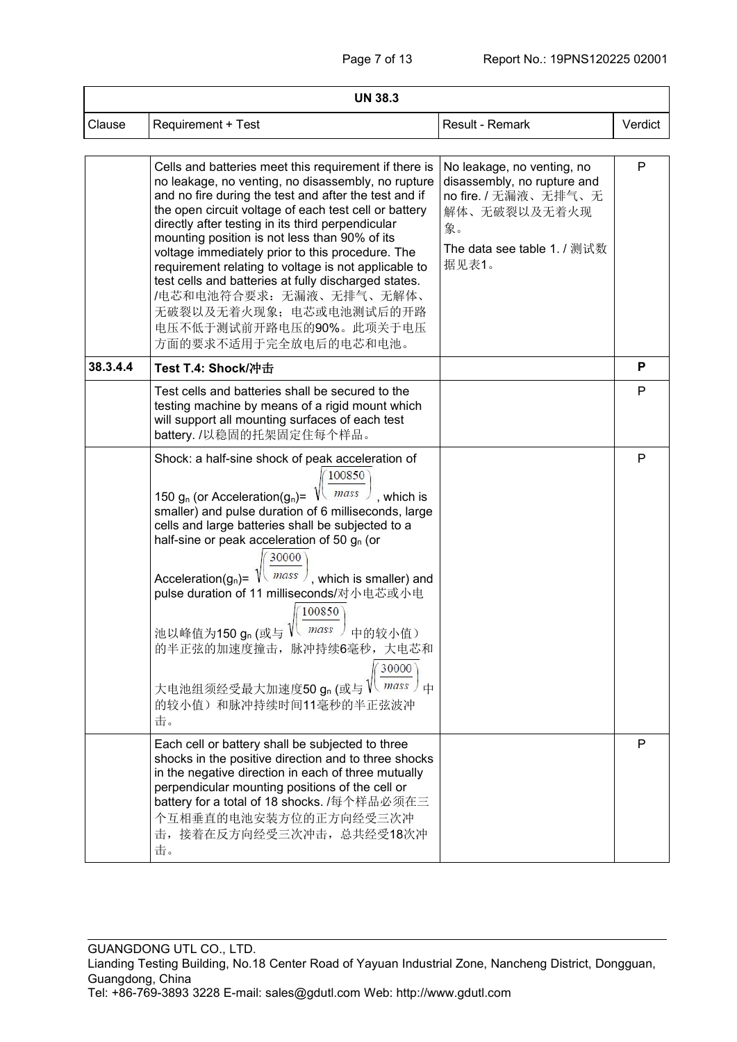| UN 38.3 | | | |
|---|---|---|---|
| Clause | Requirement + Test | Result - Remark | Verdict |
| | Cells and batteries meet this requirement if there is no leakage, no venting, no disassembly, no rupture and no fire during the test and after the test and if the open circuit voltage of each test cell or battery directly after testing in its third perpendicular mounting position is not less than 90% of its voltage immediately prior to this procedure. The requirement relating to voltage is not applicable to test cells and batteries at fully discharged states. /电芯和电池符合要求：无漏液、无排气、无解体、无破裂以及无着火现象；电芯或电池测试后的开路电压不低于测试前开路电压的90%。此项关于电压方面的要求不适用于完全放电后的电芯和电池。 | No leakage, no venting, no disassembly, no rupture and no fire. / 无漏液、无排气、无解体、无破裂以及无着火现象。<br>The data see table 1. / 测试数据见表1。 | P |
| **38.3.4.4** | **Test T.4: Shock/冲击** | | **P** |
| | Test cells and batteries shall be secured to the testing machine by means of a rigid mount which will support all mounting surfaces of each test battery. /以稳固的托架固定住每个样品。 | | P |
| | Shock: a half-sine shock of peak acceleration of 150 $g_n$ (or Acceleration($g_n$)= $\sqrt{\left(\frac{100850}{mass}\right)}$, which is smaller) and pulse duration of 6 milliseconds, large cells and large batteries shall be subjected to a half-sine or peak acceleration of 50 $g_n$ (or Acceleration($g_n$)= $\sqrt{\left(\frac{30000}{mass}\right)}$, which is smaller) and pulse duration of 11 milliseconds/对小电芯或小电池以峰值为150 $g_n$ (或与 $\sqrt{\left(\frac{100850}{mass}\right)}$ 中的较小值）的半正弦的加速度撞击，脉冲持续6毫秒，大电芯和大电池组须经受最大加速度50 $g_n$ (或与 $\sqrt{\left(\frac{30000}{mass}\right)}$ 中的较小值）和脉冲持续时间11毫秒的半正弦波冲击。 | | P |
| | Each cell or battery shall be subjected to three shocks in the positive direction and to three shocks in the negative direction in each of three mutually perpendicular mounting positions of the cell or battery for a total of 18 shocks. /每个样品必须在三个互相垂直的电池安装方位的正方向经受三次冲击，接着在反方向经受三次冲击，总共经受18次冲击。 | | P |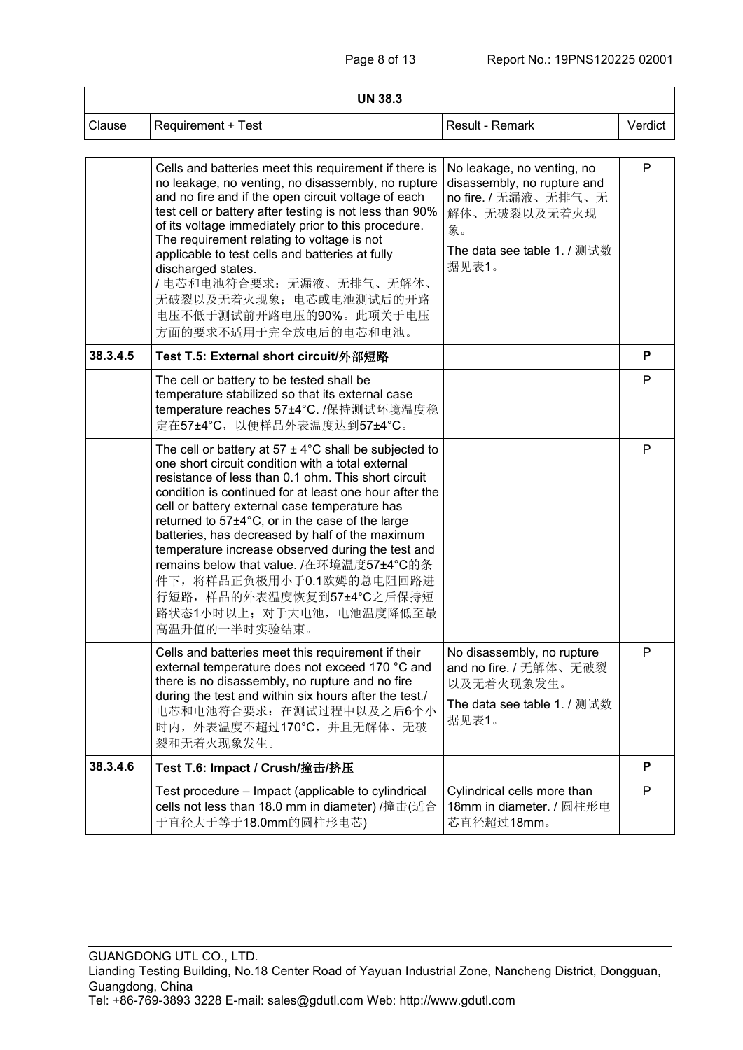| UN 38.3 | | | |
|---|---|---|---|
| Clause | Requirement + Test | Result - Remark | Verdict |
| | Cells and batteries meet this requirement if there is no leakage, no venting, no disassembly, no rupture and no fire and if the open circuit voltage of each test cell or battery after testing is not less than 90% of its voltage immediately prior to this procedure. The requirement relating to voltage is not applicable to test cells and batteries at fully discharged states. / 电芯和电池符合要求：无漏液、无排气、无解体、无破裂以及无着火现象；电芯或电池测试后的开路电压不低于测试前开路电压的90%。此项关于电压方面的要求不适用于完全放电后的电芯和电池。 | No leakage, no venting, no disassembly, no rupture and no fire. / 无漏液、无排气、无解体、无破裂以及无着火现象。 The data see table 1. / 测试数据见表1。 | P |
| **38.3.4.5** | **Test T.5: External short circuit/外部短路** | | **P** |
| | The cell or battery to be tested shall be temperature stabilized so that its external case temperature reaches 57±4°C. /保持测试环境温度稳定在57±4°C，以便样品外表温度达到57±4°C。 | | P |
| | The cell or battery at 57 ± 4°C shall be subjected to one short circuit condition with a total external resistance of less than 0.1 ohm. This short circuit condition is continued for at least one hour after the cell or battery external case temperature has returned to 57±4°C, or in the case of the large batteries, has decreased by half of the maximum temperature increase observed during the test and remains below that value. /在环境温度57±4°C的条件下，将样品正负极用小于0.1欧姆的总电阻回路进行短路，样品的外表温度恢复到57±4°C之后保持短路状态1小时以上；对于大电池，电池温度降低至最高温升值的一半时实验结束。 | | P |
| | Cells and batteries meet this requirement if their external temperature does not exceed 170 °C and there is no disassembly, no rupture and no fire during the test and within six hours after the test./ 电芯和电池符合要求：在测试过程中以及之后6个小时内，外表温度不超过170°C，并且无解体、无破裂和无着火现象发生。 | No disassembly, no rupture and no fire. / 无解体、无破裂以及无着火现象发生。 The data see table 1. / 测试数据见表1。 | P |
| **38.3.4.6** | **Test T.6: Impact / Crush/撞击/挤压** | | **P** |
| | Test procedure – Impact (applicable to cylindrical cells not less than 18.0 mm in diameter) /撞击(适合于直径大于等于18.0mm的圆柱形电芯) | Cylindrical cells more than 18mm in diameter. / 圆柱形电芯直径超过18mm。 | P |

GUANGDONG UTL CO., LTD.
Lianding Testing Building, No.18 Center Road of Yayuan Industrial Zone, Nancheng District, Dongguan, Guangdong, China
Tel: +86-769-3893 3228 E-mail: sales@gdutl.com Web: http://www.gdutl.com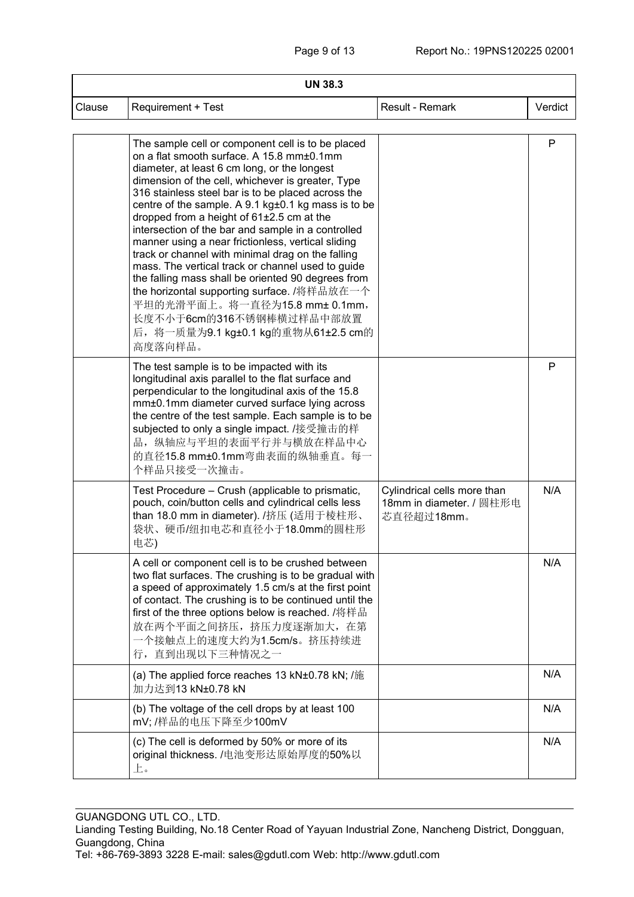| UN 38.3 | | | |
|---|---|---|---|
| Clause | Requirement + Test | Result - Remark | Verdict |
| | The sample cell or component cell is to be placed on a flat smooth surface. A 15.8 mm±0.1mm diameter, at least 6 cm long, or the longest dimension of the cell, whichever is greater, Type 316 stainless steel bar is to be placed across the centre of the sample. A 9.1 kg±0.1 kg mass is to be dropped from a height of 61±2.5 cm at the intersection of the bar and sample in a controlled manner using a near frictionless, vertical sliding track or channel with minimal drag on the falling mass. The vertical track or channel used to guide the falling mass shall be oriented 90 degrees from the horizontal supporting surface. /将样品放在一个平坦的光滑平面上。将一直径为15.8 mm± 0.1mm，长度不小于6cm的316不锈钢棒横过样品中部放置后，将一质量为9.1 kg±0.1 kg的重物从61±2.5 cm的高度落向样品。 | | P |
| | The test sample is to be impacted with its longitudinal axis parallel to the flat surface and perpendicular to the longitudinal axis of the 15.8 mm±0.1mm diameter curved surface lying across the centre of the test sample. Each sample is to be subjected to only a single impact. /接受撞击的样品，纵轴应与平坦的表面平行并与横放在样品中心的直径15.8 mm±0.1mm弯曲表面的纵轴垂直。每一个样品只接受一次撞击。 | | P |
| | Test Procedure – Crush (applicable to prismatic, pouch, coin/button cells and cylindrical cells less than 18.0 mm in diameter). /挤压 (适用于棱柱形、袋状、硬币/纽扣电芯和直径小于18.0mm的圆柱形电芯) | Cylindrical cells more than 18mm in diameter. / 圆柱形电芯直径超过18mm。 | N/A |
| | A cell or component cell is to be crushed between two flat surfaces. The crushing is to be gradual with a speed of approximately 1.5 cm/s at the first point of contact. The crushing is to be continued until the first of the three options below is reached. /将样品放在两个平面之间挤压，挤压力度逐渐加大，在第一个接触点上的速度大约为1.5cm/s。挤压持续进行，直到出现以下三种情况之一 | | N/A |
| | (a) The applied force reaches 13 kN±0.78 kN; /施加力达到13 kN±0.78 kN | | N/A |
| | (b) The voltage of the cell drops by at least 100 mV; /样品的电压下降至少100mV | | N/A |
| | (c) The cell is deformed by 50% or more of its original thickness. /电池变形达原始厚度的50%以上。 | | N/A |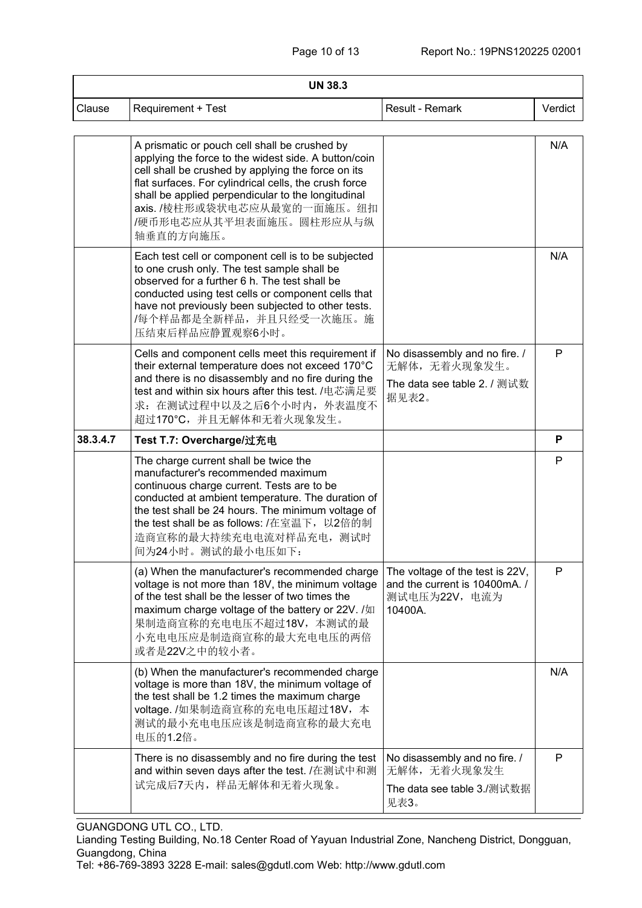| UN 38.3 | | | |
|---|---|---|---|
| Clause | Requirement + Test | Result - Remark | Verdict |
| | A prismatic or pouch cell shall be crushed by applying the force to the widest side. A button/coin cell shall be crushed by applying the force on its flat surfaces. For cylindrical cells, the crush force shall be applied perpendicular to the longitudinal axis. /棱柱形或袋状电芯应从最宽的一面施压。纽扣/硬币形电芯应从其平坦表面施压。圆柱形应从与纵轴垂直的方向施压。 | | N/A |
| | Each test cell or component cell is to be subjected to one crush only. The test sample shall be observed for a further 6 h. The test shall be conducted using test cells or component cells that have not previously been subjected to other tests. /每个样品都是全新样品，并且只经受一次施压。施压结束后样品应静置观察6小时。 | | N/A |
| | Cells and component cells meet this requirement if their external temperature does not exceed 170°C and there is no disassembly and no fire during the test and within six hours after this test. /电芯满足要求：在测试过程中以及之后6个小时内，外表温度不超过170°C，并且无解体和无着火现象发生。 | No disassembly and no fire. / 无解体，无着火现象发生。<br>The data see table 2. / 测试数据见表2。 | P |
| **38.3.4.7** | **Test T.7: Overcharge/过充电** | | **P** |
| | The charge current shall be twice the manufacturer's recommended maximum continuous charge current. Tests are to be conducted at ambient temperature. The duration of the test shall be 24 hours. The minimum voltage of the test shall be as follows: /在室温下，以2倍的制造商宣称的最大持续充电电流对样品充电，测试时间为24小时。测试的最小电压如下： | | P |
| | (a) When the manufacturer's recommended charge voltage is not more than 18V, the minimum voltage of the test shall be the lesser of two times the maximum charge voltage of the battery or 22V. /如果制造商宣称的充电电压不超过18V，本测试的最小充电电压应是制造商宣称的最大充电电压的两倍或者是22V之中的较小者。 | The voltage of the test is 22V, and the current is 10400mA. / 测试电压为22V，电流为10400A. | P |
| | (b) When the manufacturer's recommended charge voltage is more than 18V, the minimum voltage of the test shall be 1.2 times the maximum charge voltage. /如果制造商宣称的充电电压超过18V，本测试的最小充电电压应该是制造商宣称的最大充电电压的1.2倍。 | | N/A |
| | There is no disassembly and no fire during the test and within seven days after the test. /在测试中和测试完成后7天内，样品无解体和无着火现象。 | No disassembly and no fire. / 无解体，无着火现象发生<br>The data see table 3./测试数据见表3。 | P |

GUANGDONG UTL CO., LTD.
Lianding Testing Building, No.18 Center Road of Yayuan Industrial Zone, Nancheng District, Dongguan, Guangdong, China
Tel: +86-769-3893 3228 E-mail: sales@gdutl.com Web: http://www.gdutl.com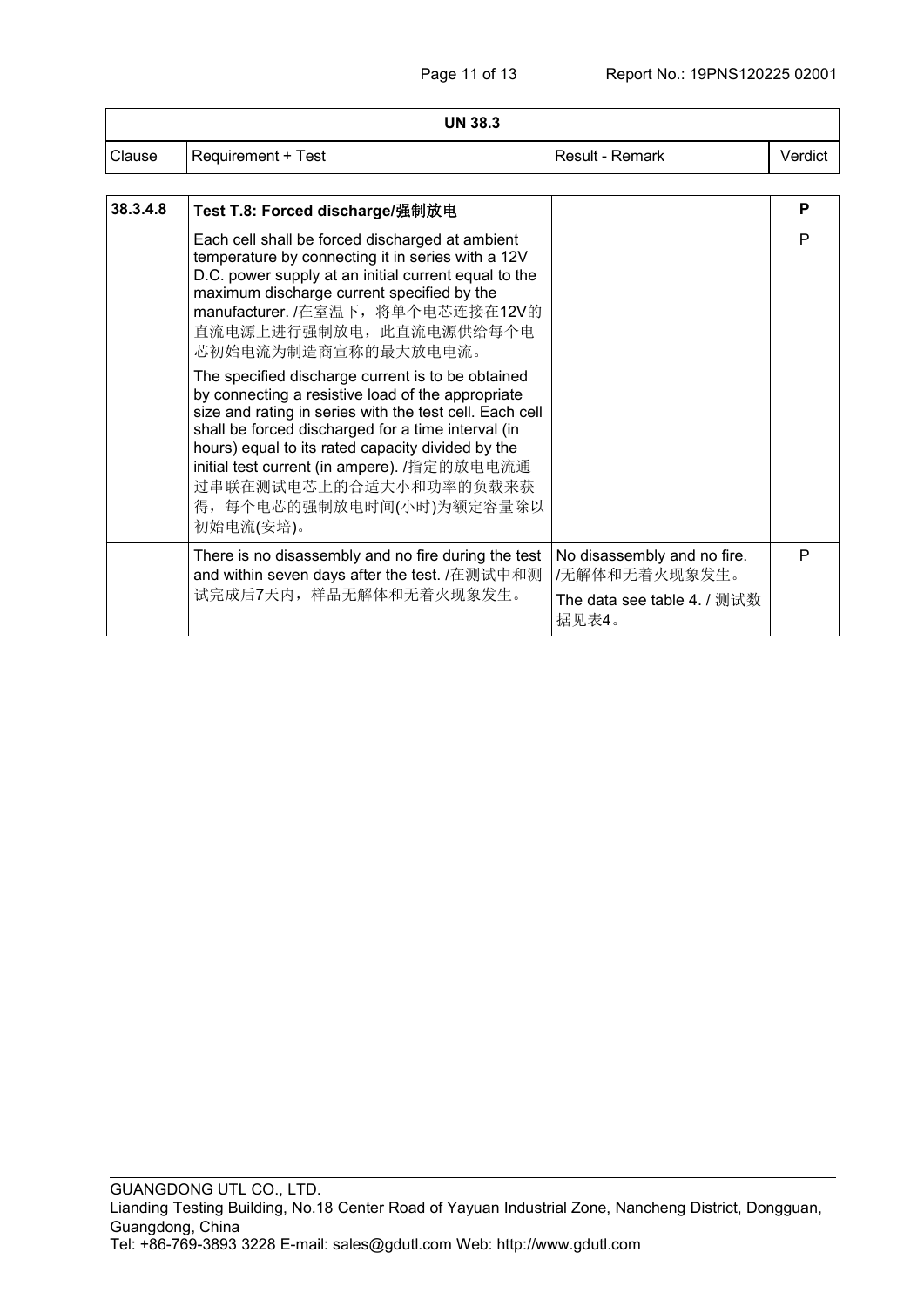| UN 38.3 | | | |
|---|---|---|---|
| Clause | Requirement + Test | Result - Remark | Verdict |
| **38.3.4.8** | **Test T.8: Forced discharge/强制放电** | | **P** |
| | Each cell shall be forced discharged at ambient temperature by connecting it in series with a 12V D.C. power supply at an initial current equal to the maximum discharge current specified by the manufacturer. /在室温下，将单个电芯连接在12V的直流电源上进行强制放电，此直流电源供给每个电芯初始电流为制造商宣称的最大放电电流。<br><br>The specified discharge current is to be obtained by connecting a resistive load of the appropriate size and rating in series with the test cell. Each cell shall be forced discharged for a time interval (in hours) equal to its rated capacity divided by the initial test current (in ampere). /指定的放电电流通过串联在测试电芯上的合适大小和功率的负载来获得，每个电芯的强制放电时间(小时)为额定容量除以初始电流(安培)。 | | P |
| | There is no disassembly and no fire during the test and within seven days after the test. /在测试中和测试完成后7天内，样品无解体和无着火现象发生。 | No disassembly and no fire. /无解体和无着火现象发生。<br><br>The data see table 4. / 测试数据见表4。 | P |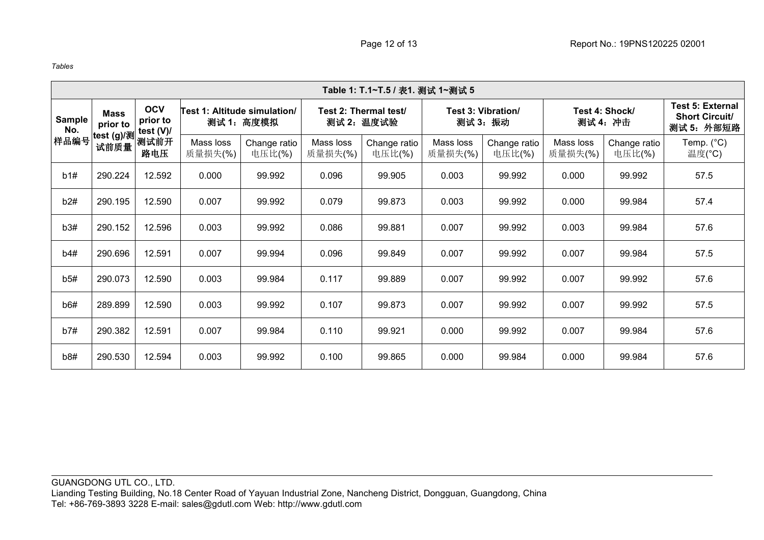*Tables*

| Table 1: T.1~T.5 / 表1. 测试 1~测试 5 | | | | | | | | | | | |
|---|---|---|---|---|---|---|---|---|---|---|---|
| Sample No. 样品编号 | Mass prior to test (g)/测试前质量 | OCV prior to test (V)/ 测试前开路电压 | Test 1: Altitude simulation/ 测试 1：高度模拟 | | Test 2: Thermal test/ 测试 2：温度试验 | | Test 3: Vibration/ 测试 3：振动 | | Test 4: Shock/ 测试 4：冲击 | | Test 5: External Short Circuit/ 测试 5：外部短路 |
| | | | Mass loss 质量损失(%) | Change ratio 电压比(%) | Mass loss 质量损失(%) | Change ratio 电压比(%) | Mass loss 质量损失(%) | Change ratio 电压比(%) | Mass loss 质量损失(%) | Change ratio 电压比(%) | Temp. (°C) 温度(°C) |
| b1# | 290.224 | 12.592 | 0.000 | 99.992 | 0.096 | 99.905 | 0.003 | 99.992 | 0.000 | 99.992 | 57.5 |
| b2# | 290.195 | 12.590 | 0.007 | 99.992 | 0.079 | 99.873 | 0.003 | 99.992 | 0.000 | 99.984 | 57.4 |
| b3# | 290.152 | 12.596 | 0.003 | 99.992 | 0.086 | 99.881 | 0.007 | 99.992 | 0.003 | 99.984 | 57.6 |
| b4# | 290.696 | 12.591 | 0.007 | 99.994 | 0.096 | 99.849 | 0.007 | 99.992 | 0.007 | 99.984 | 57.5 |
| b5# | 290.073 | 12.590 | 0.003 | 99.984 | 0.117 | 99.889 | 0.007 | 99.992 | 0.007 | 99.992 | 57.6 |
| b6# | 289.899 | 12.590 | 0.003 | 99.992 | 0.107 | 99.873 | 0.007 | 99.992 | 0.007 | 99.992 | 57.5 |
| b7# | 290.382 | 12.591 | 0.007 | 99.984 | 0.110 | 99.921 | 0.000 | 99.992 | 0.007 | 99.984 | 57.6 |
| b8# | 290.530 | 12.594 | 0.003 | 99.992 | 0.100 | 99.865 | 0.000 | 99.984 | 0.000 | 99.984 | 57.6 |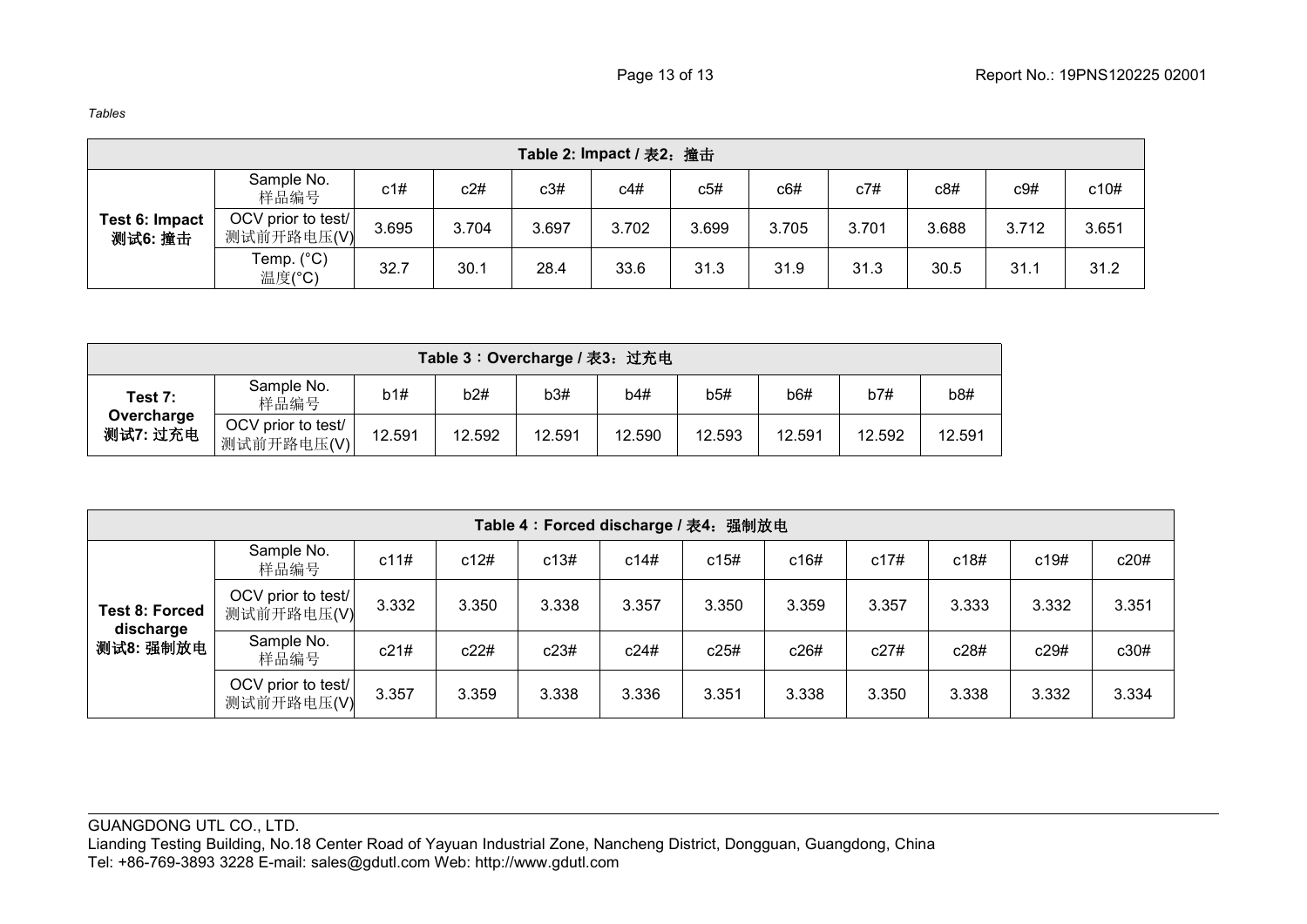*Tables*

| Table 2: Impact / 表2：撞击 | | | | | | | | | | | |
|---|---|---|---|---|---|---|---|---|---|---|---|
| **Test 6: Impact 测试6: 撞击** | Sample No. 样品编号 | c1# | c2# | c3# | c4# | c5# | c6# | c7# | c8# | c9# | c10# |
| | OCV prior to test/ 测试前开路电压(V) | 3.695 | 3.704 | 3.697 | 3.702 | 3.699 | 3.705 | 3.701 | 3.688 | 3.712 | 3.651 |
| | Temp. (°C) 温度(°C) | 32.7 | 30.1 | 28.4 | 33.6 | 31.3 | 31.9 | 31.3 | 30.5 | 31.1 | 31.2 |

| Table 3：Overcharge / 表3：过充电 | | | | | | | | | |
|---|---|---|---|---|---|---|---|---|---|
| **Test 7: Overcharge 测试7: 过充电** | Sample No. 样品编号 | b1# | b2# | b3# | b4# | b5# | b6# | b7# | b8# |
| | OCV prior to test/ 测试前开路电压(V) | 12.591 | 12.592 | 12.591 | 12.590 | 12.593 | 12.591 | 12.592 | 12.591 |

| Table 4：Forced discharge / 表4：强制放电 | | | | | | | | | | | |
|---|---|---|---|---|---|---|---|---|---|---|---|
| **Test 8: Forced discharge 测试8: 强制放电** | Sample No. 样品编号 | c11# | c12# | c13# | c14# | c15# | c16# | c17# | c18# | c19# | c20# |
| | OCV prior to test/ 测试前开路电压(V) | 3.332 | 3.350 | 3.338 | 3.357 | 3.350 | 3.359 | 3.357 | 3.333 | 3.332 | 3.351 |
| | Sample No. 样品编号 | c21# | c22# | c23# | c24# | c25# | c26# | c27# | c28# | c29# | c30# |
| | OCV prior to test/ 测试前开路电压(V) | 3.357 | 3.359 | 3.338 | 3.336 | 3.351 | 3.338 | 3.350 | 3.338 | 3.332 | 3.334 |

GUANGDONG UTL CO., LTD.
Lianding Testing Building, No.18 Center Road of Yayuan Industrial Zone, Nancheng District, Dongguan, Guangdong, China
Tel: +86-769-3893 3228 E-mail: sales@gdutl.com Web: http://www.gdutl.com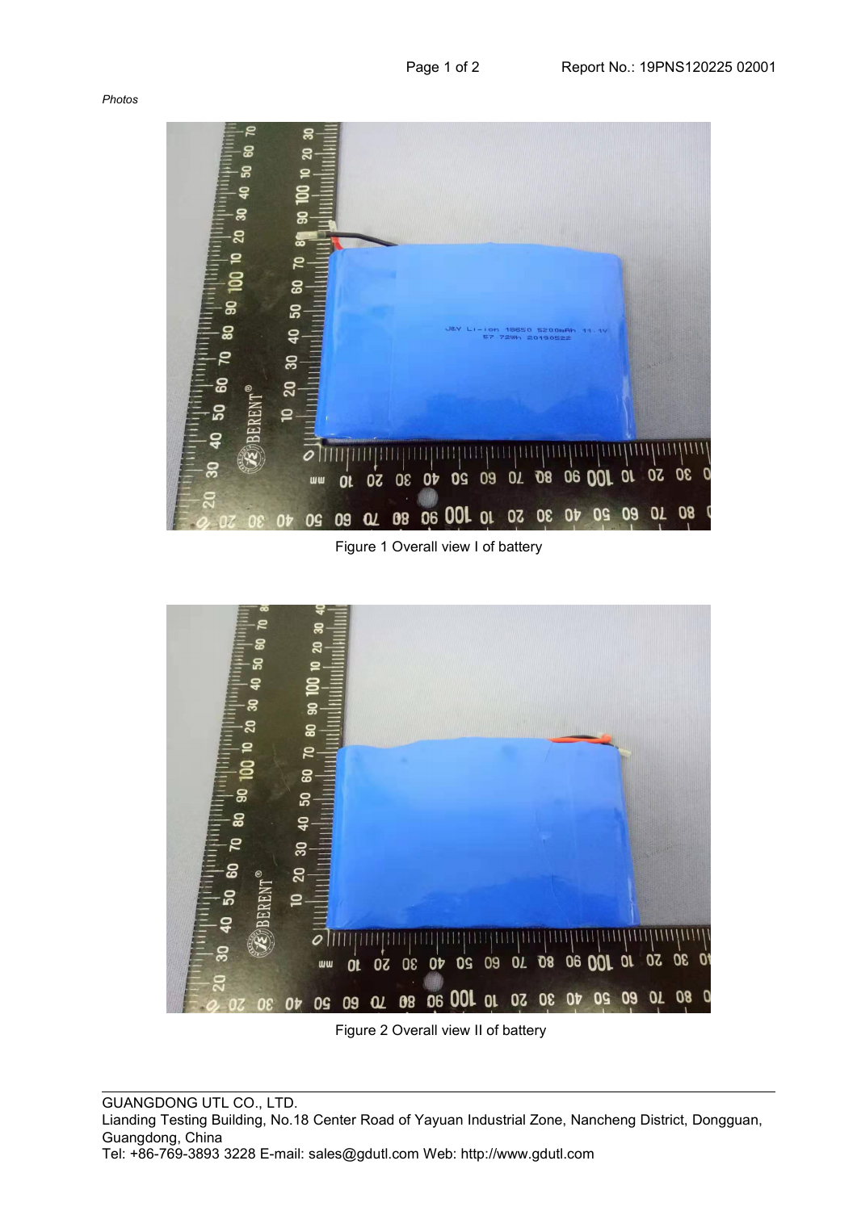*Photos*

Figure 1 Overall view I of battery

Figure 2 Overall view II of battery

GUANGDONG UTL CO., LTD.
Lianding Testing Building, No.18 Center Road of Yayuan Industrial Zone, Nancheng District, Dongguan, Guangdong, China
Tel: +86-769-3893 3228 E-mail: sales@gdutl.com Web: http://www.gdutl.com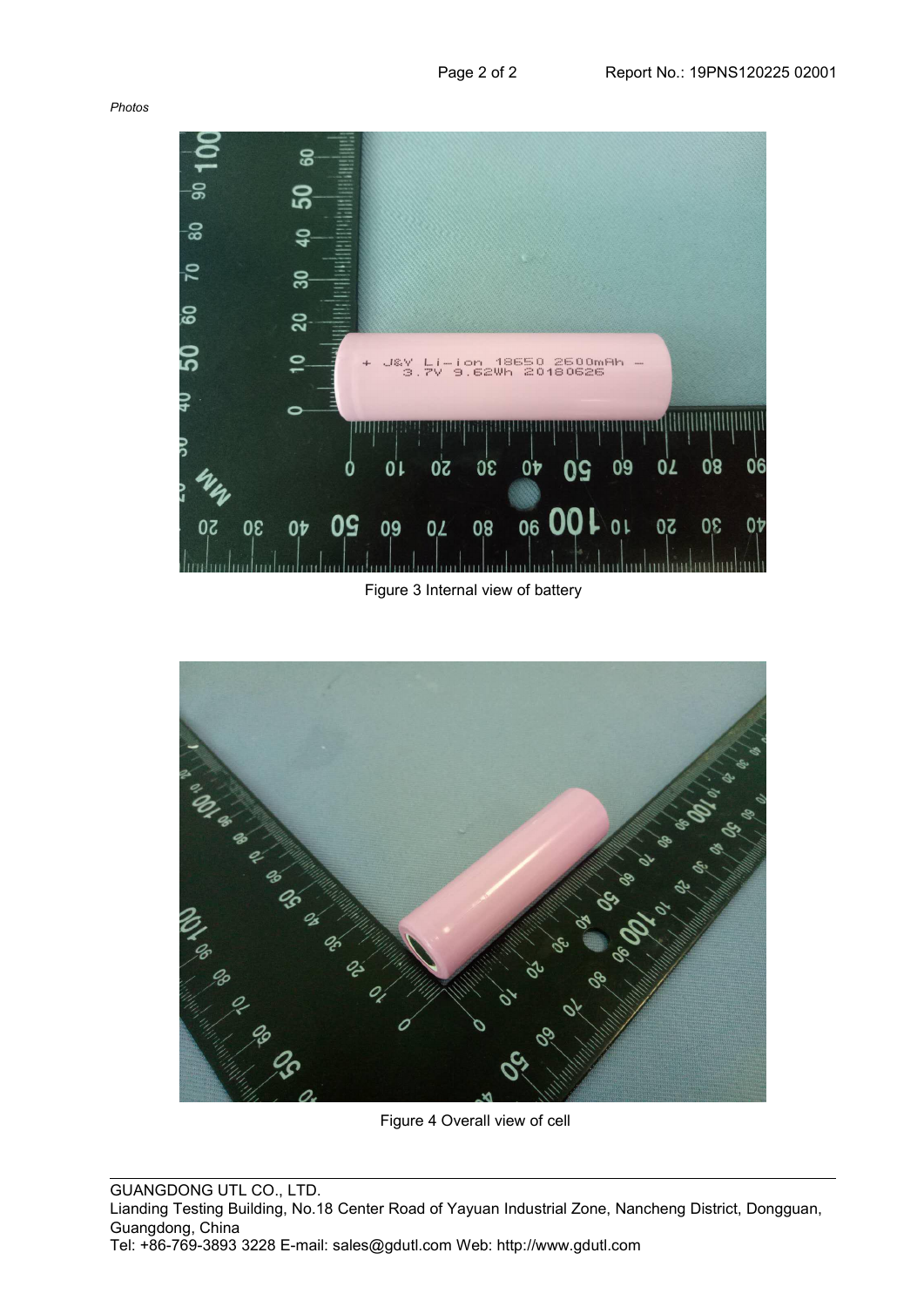*Photos*

Figure 3 Internal view of battery

Figure 4 Overall view of cell

GUANGDONG UTL CO., LTD.
Lianding Testing Building, No.18 Center Road of Yayuan Industrial Zone, Nancheng District, Dongguan, Guangdong, China
Tel: +86-769-3893 3228 E-mail: sales@gdutl.com Web: http://www.gdutl.com